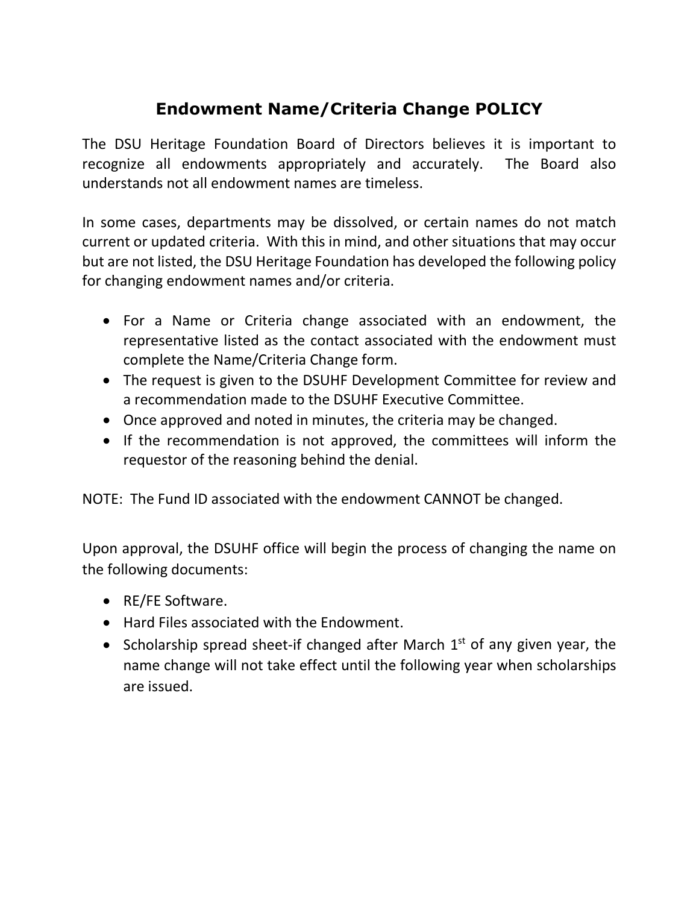# Endowment Name/Criteria Change POLICY

The DSU Heritage Foundation Board of Directors believes it is important to recognize all endowments appropriately and accurately. The Board also understands not all endowment names are timeless.

In some cases, departments may be dissolved, or certain names do not match current or updated criteria. With this in mind, and other situations that may occur but are not listed, the DSU Heritage Foundation has developed the following policy for changing endowment names and/or criteria.

- For a Name or Criteria change associated with an endowment, the representative listed as the contact associated with the endowment must complete the Name/Criteria Change form.
- The request is given to the DSUHF Development Committee for review and a recommendation made to the DSUHF Executive Committee.
- Once approved and noted in minutes, the criteria may be changed.
- If the recommendation is not approved, the committees will inform the requestor of the reasoning behind the denial.

NOTE: The Fund ID associated with the endowment CANNOT be changed.

Upon approval, the DSUHF office will begin the process of changing the name on the following documents:

- RE/FE Software.
- Hard Files associated with the Endowment.
- Scholarship spread sheet-if changed after March 1st of any given year, the name change will not take effect until the following year when scholarships are issued.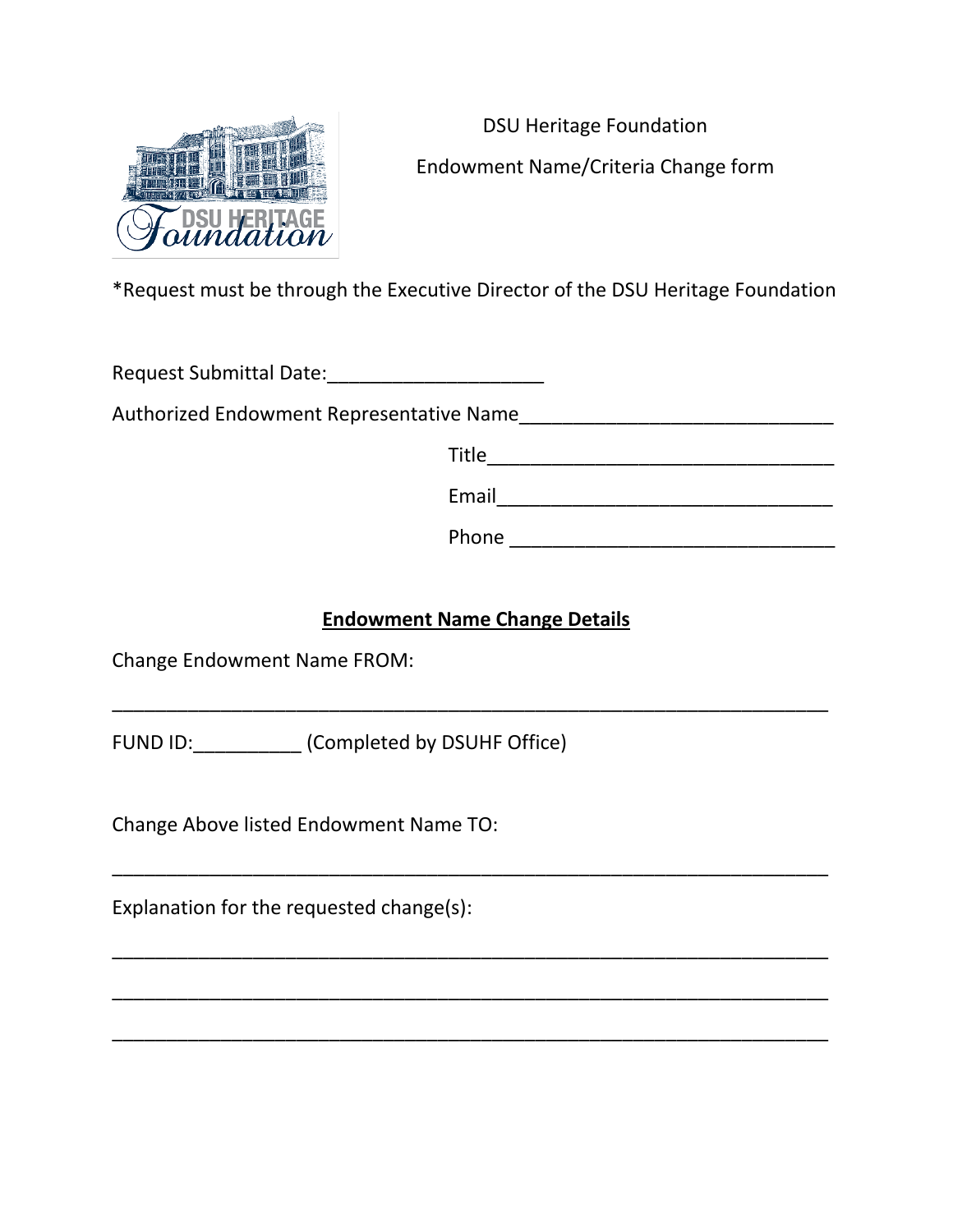DSU Heritage Foundation

Endowment Name/Criteria Change form

*Request must be through the Executive Director of the DSU Heritage Foundation

Request Submittal Date:____________________

Authorized Endowment Representative Name_____________________________

Title_______________________________

Email_______________________________

Phone ______________________________

## Endowment Name Change Details

Change Endowment Name FROM:

___________________________________________________________________

FUND ID:__________ (Completed by DSUHF Office)

Change Above listed Endowment Name TO:

___________________________________________________________________

Explanation for the requested change(s):

___________________________________________________________________

___________________________________________________________________

___________________________________________________________________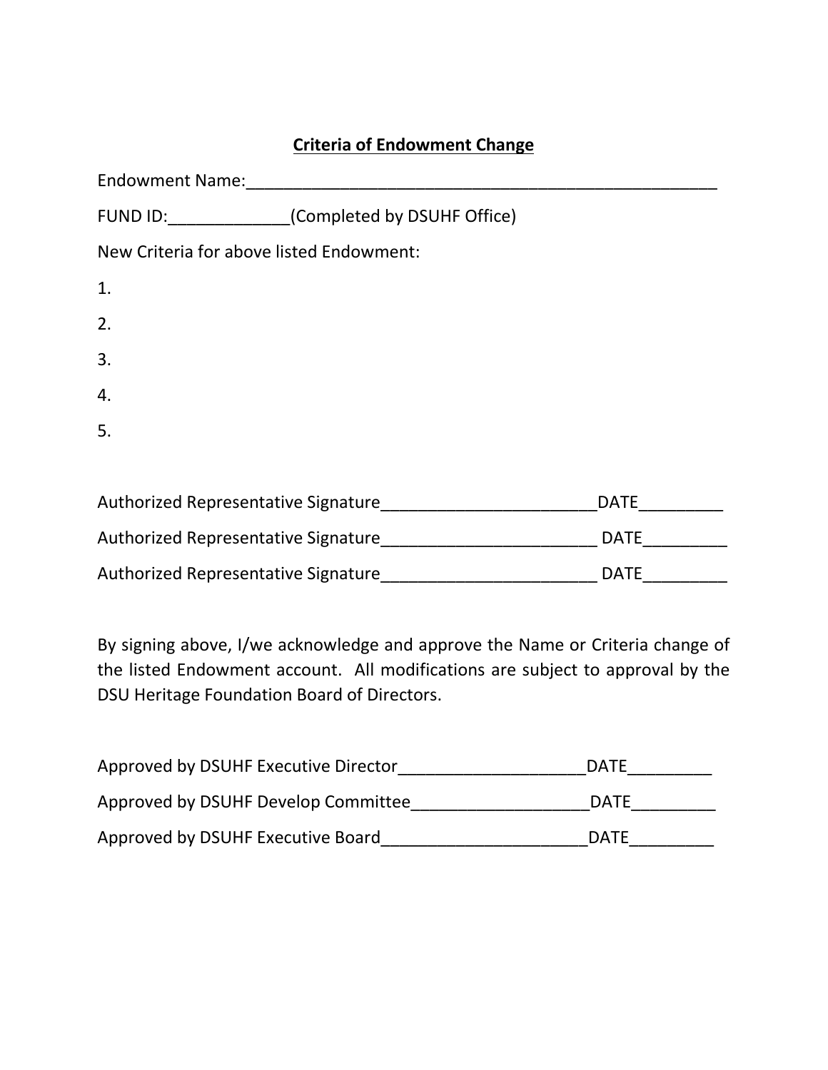## Criteria of Endowment Change

Endowment Name:_____________________________________________________

FUND ID:_____________(Completed by DSUHF Office)

New Criteria for above listed Endowment:

1.

2.

3.

4.

5.

Authorized Representative Signature_______________________DATE_________

Authorized Representative Signature_______________________ DATE_________

Authorized Representative Signature_______________________ DATE_________

By signing above, I/we acknowledge and approve the Name or Criteria change of the listed Endowment account. All modifications are subject to approval by the DSU Heritage Foundation Board of Directors.

Approved by DSUHF Executive Director____________________DATE_________

Approved by DSUHF Develop Committee___________________DATE_________

Approved by DSUHF Executive Board______________________DATE_________